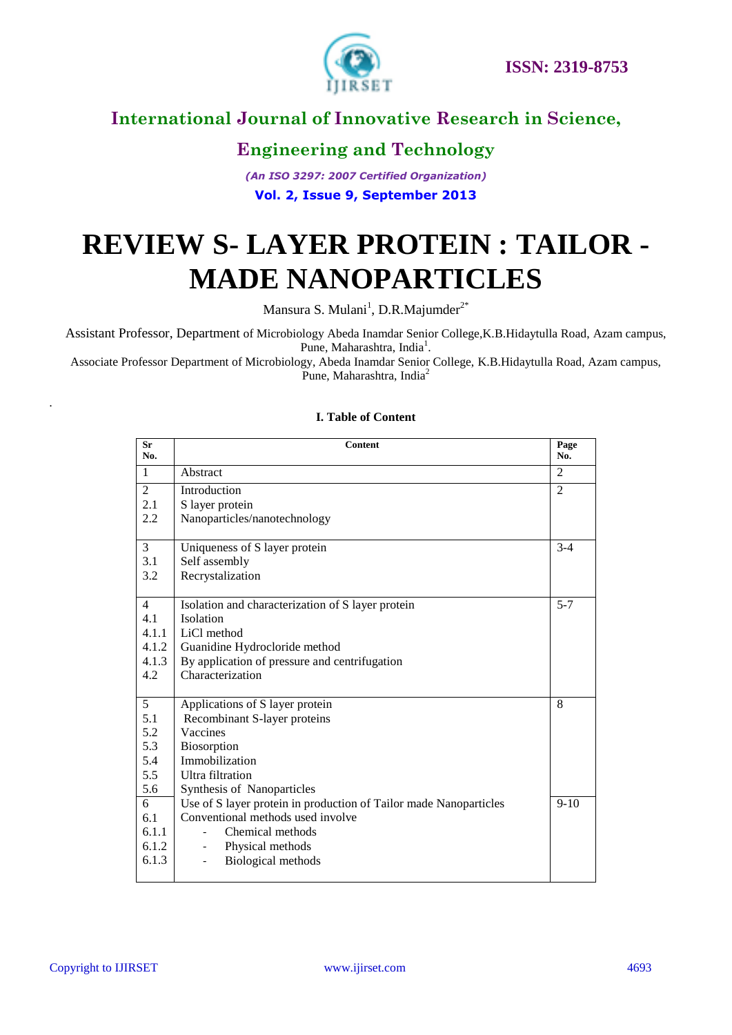# REVIEW S- LAYER PROTEIN : TAILOR - MADE NANOPARTICLES

Mansura S. Mulani[1], D.R.Majumder[2*]

Assistant Professor, Department of Microbiology Abeda Inamdar Senior College,K.B.Hidaytulla Road, Azam campus, Pune, Maharashtra, India[1].

Associate Professor Department of Microbiology, Abeda Inamdar Senior College, K.B.Hidaytulla Road, Azam campus, Pune, Maharashtra, India[2]

## I. Table of Content

| Sr No. | Content | Page No. |
|---|---|---|
| 1 | Abstract | 2 |
| 2<br>2.1<br>2.2 | Introduction<br>S layer protein<br>Nanoparticles/nanotechnology | 2 |
| 3<br>3.1<br>3.2 | Uniqueness of S layer protein<br>Self assembly<br>Recrystalization | 3-4 |
| 4<br>4.1<br>4.1.1<br>4.1.2<br>4.1.3<br>4.2 | Isolation and characterization of S layer protein<br>Isolation<br>LiCl method<br>Guanidine Hydrocloride method<br>By application of pressure and centrifugation<br>Characterization | 5-7 |
| 5<br>5.1<br>5.2<br>5.3<br>5.4<br>5.5<br>5.6 | Applications of S layer protein<br>Recombinant S-layer proteins<br>Vaccines<br>Biosorption<br>Immobilization<br>Ultra filtration<br>Synthesis of Nanoparticles | 8 |
| 6<br>6.1<br>6.1.1<br>6.1.2<br>6.1.3 | Use of S layer protein in production of Tailor made Nanoparticles<br>Conventional methods used involve<br>- Chemical methods<br>- Physical methods<br>- Biological methods | 9-10 |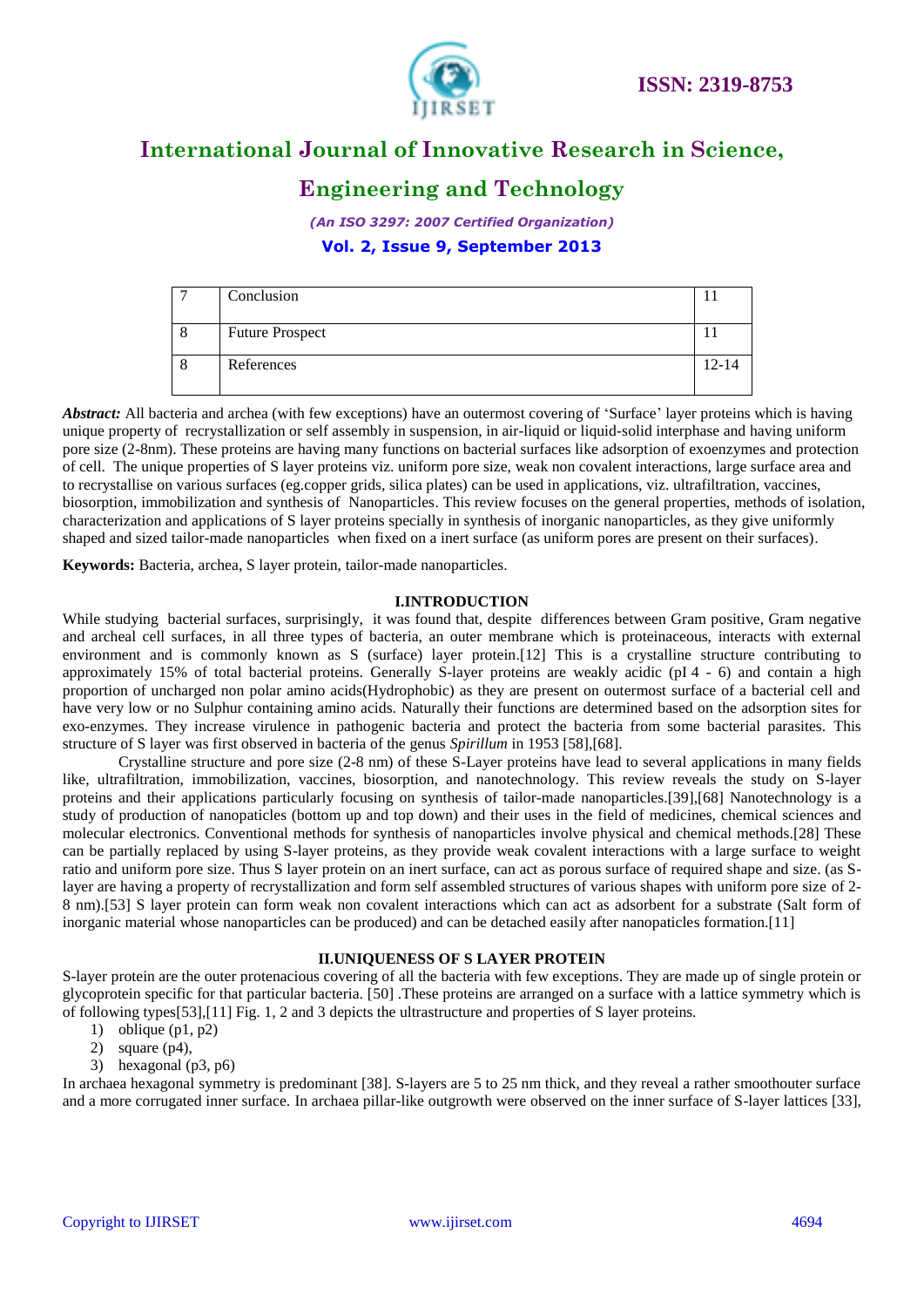| 7 | Conclusion | 11 |
|---|---|---|
| 8 | Future Prospect | 11 |
| 8 | References | 12-14 |

***Abstract:*** All bacteria and archea (with few exceptions) have an outermost covering of 'Surface' layer proteins which is having unique property of recrystallization or self assembly in suspension, in air-liquid or liquid-solid interphase and having uniform pore size (2-8nm). These proteins are having many functions on bacterial surfaces like adsorption of exoenzymes and protection of cell. The unique properties of S layer proteins viz. uniform pore size, weak non covalent interactions, large surface area and to recrystallise on various surfaces (eg.copper grids, silica plates) can be used in applications, viz. ultrafiltration, vaccines, biosorption, immobilization and synthesis of Nanoparticles. This review focuses on the general properties, methods of isolation, characterization and applications of S layer proteins specially in synthesis of inorganic nanoparticles, as they give uniformly shaped and sized tailor-made nanoparticles when fixed on a inert surface (as uniform pores are present on their surfaces).

**Keywords:** Bacteria, archea, S layer protein, tailor-made nanoparticles.

## I.INTRODUCTION

While studying bacterial surfaces, surprisingly, it was found that, despite differences between Gram positive, Gram negative and archeal cell surfaces, in all three types of bacteria, an outer membrane which is proteinaceous, interacts with external environment and is commonly known as S (surface) layer protein.[12] This is a crystalline structure contributing to approximately 15% of total bacterial proteins. Generally S-layer proteins are weakly acidic (pI 4 - 6) and contain a high proportion of uncharged non polar amino acids(Hydrophobic) as they are present on outermost surface of a bacterial cell and have very low or no Sulphur containing amino acids. Naturally their functions are determined based on the adsorption sites for exo-enzymes. They increase virulence in pathogenic bacteria and protect the bacteria from some bacterial parasites. This structure of S layer was first observed in bacteria of the genus *Spirillum* in 1953 [58],[68].

Crystalline structure and pore size (2-8 nm) of these S-Layer proteins have lead to several applications in many fields like, ultrafiltration, immobilization, vaccines, biosorption, and nanotechnology. This review reveals the study on S-layer proteins and their applications particularly focusing on synthesis of tailor-made nanoparticles.[39],[68] Nanotechnology is a study of production of nanopaticles (bottom up and top down) and their uses in the field of medicines, chemical sciences and molecular electronics. Conventional methods for synthesis of nanoparticles involve physical and chemical methods.[28] These can be partially replaced by using S-layer proteins, as they provide weak covalent interactions with a large surface to weight ratio and uniform pore size. Thus S layer protein on an inert surface, can act as porous surface of required shape and size. (as S-layer are having a property of recrystallization and form self assembled structures of various shapes with uniform pore size of 2-8 nm).[53] S layer protein can form weak non covalent interactions which can act as adsorbent for a substrate (Salt form of inorganic material whose nanoparticles can be produced) and can be detached easily after nanopaticles formation.[11]

## II.UNIQUENESS OF S LAYER PROTEIN

S-layer protein are the outer protenacious covering of all the bacteria with few exceptions. They are made up of single protein or glycoprotein specific for that particular bacteria. [50] .These proteins are arranged on a surface with a lattice symmetry which is of following types[53],[11] Fig. 1, 2 and 3 depicts the ultrastructure and properties of S layer proteins.

1) oblique (p1, p2)
2) square (p4),
3) hexagonal (p3, p6)

In archaea hexagonal symmetry is predominant [38]. S-layers are 5 to 25 nm thick, and they reveal a rather smoothouter surface and a more corrugated inner surface. In archaea pillar-like outgrowth were observed on the inner surface of S-layer lattices [33],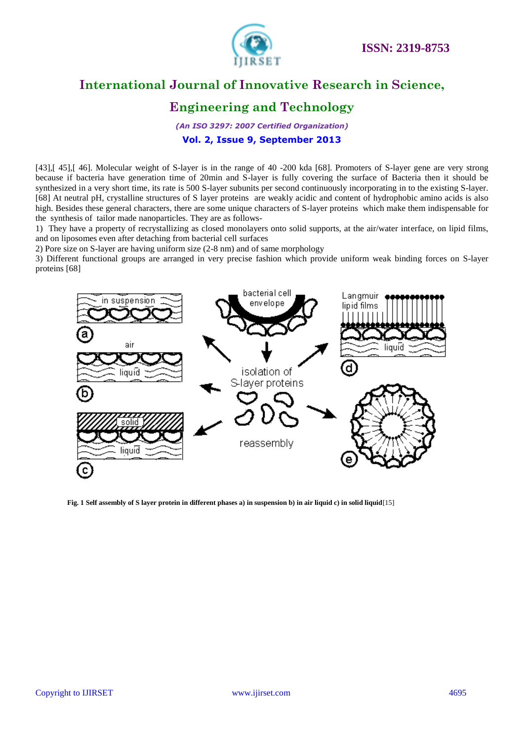[43],[ 45],[ 46]. Molecular weight of S-layer is in the range of 40 -200 kda [68]. Promoters of S-layer gene are very strong because if bacteria have generation time of 20min and S-layer is fully covering the surface of Bacteria then it should be synthesized in a very short time, its rate is 500 S-layer subunits per second continuously incorporating in to the existing S-layer. [68] At neutral pH, crystalline structures of S layer proteins are weakly acidic and content of hydrophobic amino acids is also high. Besides these general characters, there are some unique characters of S-layer proteins which make them indispensable for the synthesis of tailor made nanoparticles. They are as follows-

1) They have a property of recrystallizing as closed monolayers onto solid supports, at the air/water interface, on lipid films, and on liposomes even after detaching from bacterial cell surfaces
2) Pore size on S-layer are having uniform size (2-8 nm) and of same morphology
3) Different functional groups are arranged in very precise fashion which provide uniform weak binding forces on S-layer proteins [68]

**Fig. 1 Self assembly of S layer protein in different phases a) in suspension b) in air liquid c) in solid liquid**[15]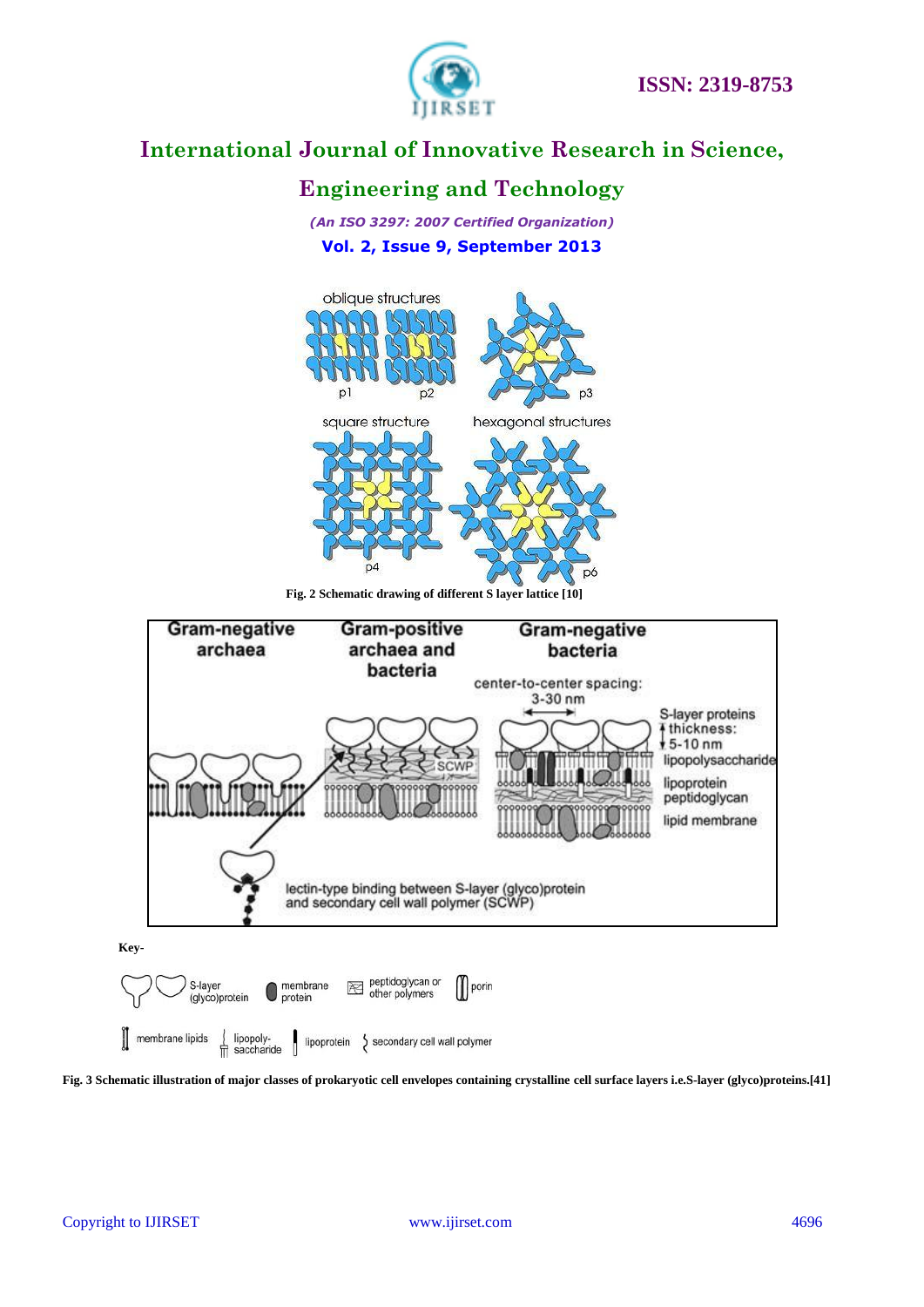Fig. 2 Schematic drawing of different S layer lattice [10]

**Key-**

Fig. 3 Schematic illustration of major classes of prokaryotic cell envelopes containing crystalline cell surface layers i.e.S-layer (glyco)proteins.[41]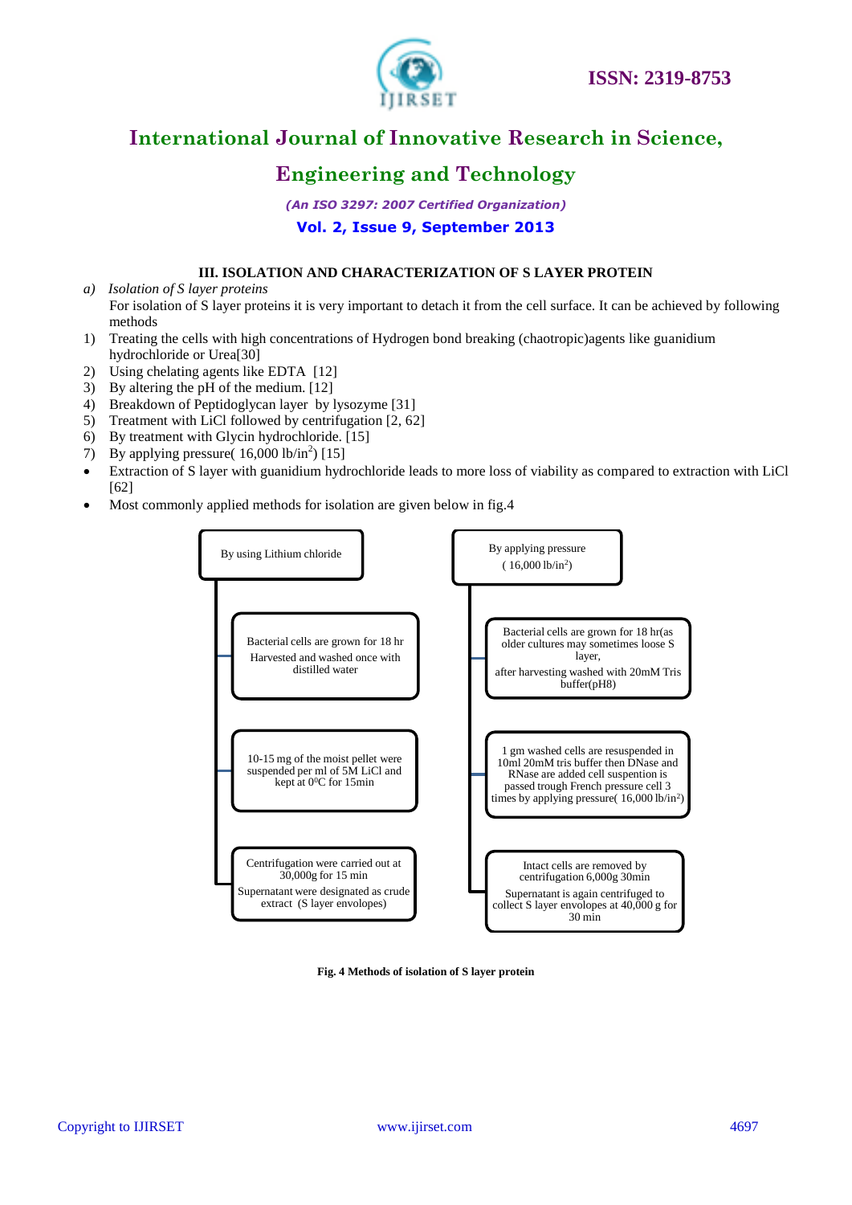## III. ISOLATION AND CHARACTERIZATION OF S LAYER PROTEIN

*a) Isolation of S layer proteins*

For isolation of S layer proteins it is very important to detach it from the cell surface. It can be achieved by following methods

1) Treating the cells with high concentrations of Hydrogen bond breaking (chaotropic)agents like guanidium hydrochloride or Urea[30]
2) Using chelating agents like EDTA [12]
3) By altering the pH of the medium. [12]
4) Breakdown of Peptidoglycan layer by lysozyme [31]
5) Treatment with LiCl followed by centrifugation [2, 62]
6) By treatment with Glycin hydrochloride. [15]
7) By applying pressure( 16,000 lb/in$^2$) [15]

- Extraction of S layer with guanidium hydrochloride leads to more loss of viability as compared to extraction with LiCl [62]
- Most commonly applied methods for isolation are given below in fig.4

**By using Lithium chloride**

- Bacterial cells are grown for 18 hr Harvested and washed once with distilled water
- 10-15 mg of the moist pellet were suspended per ml of 5M LiCl and kept at 0$^0$C for 15min
- Centrifugation were carried out at 30,000g for 15 min Supernatant were designated as crude extract (S layer envelopes)

**By applying pressure ( 16,000 lb/in$^2$)**

- Bacterial cells are grown for 18 hr(as older cultures may sometimes loose S layer, after harvesting washed with 20mM Tris buffer(pH8)
- 1 gm washed cells are resuspended in 10ml 20mM tris buffer then DNase and RNase are added cell suspention is passed trough French pressure cell 3 times by applying pressure( 16,000 lb/in$^2$)
- Intact cells are removed by centrifugation 6,000g 30min Supernatant is again centrifuged to collect S layer envelopes at 40,000 g for 30 min

**Fig. 4 Methods of isolation of S layer protein**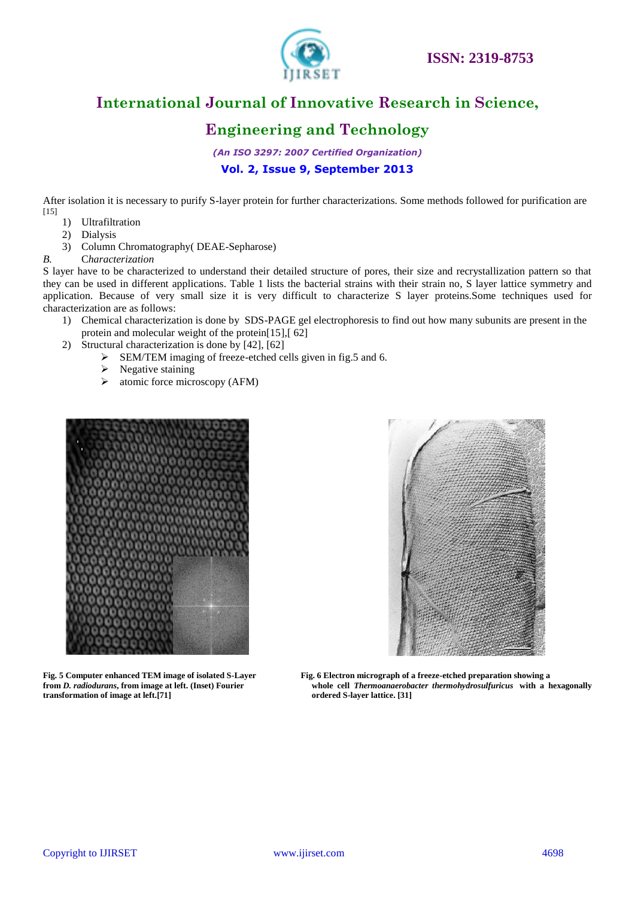After isolation it is necessary to purify S-layer protein for further characterizations. Some methods followed for purification are [15]

1) Ultrafiltration
2) Dialysis
3) Column Chromatography( DEAE-Sepharose)

*B. Characterization*

S layer have to be characterized to understand their detailed structure of pores, their size and recrystallization pattern so that they can be used in different applications. Table 1 lists the bacterial strains with their strain no, S layer lattice symmetry and application. Because of very small size it is very difficult to characterize S layer proteins.Some techniques used for characterization are as follows:

1) Chemical characterization is done by SDS-PAGE gel electrophoresis to find out how many subunits are present in the protein and molecular weight of the protein[15],[ 62]
2) Structural characterization is done by [42], [62]
   - SEM/TEM imaging of freeze-etched cells given in fig.5 and 6.
   - Negative staining
   - atomic force microscopy (AFM)

**Fig. 5 Computer enhanced TEM image of isolated S-Layer from *D. radiodurans*, from image at left. (Inset) Fourier transformation of image at left.[71]**

**Fig. 6 Electron micrograph of a freeze-etched preparation showing a whole cell *Thermoanaerobacter thermohydrosulfuricus* with a hexagonally ordered S-layer lattice. [31]**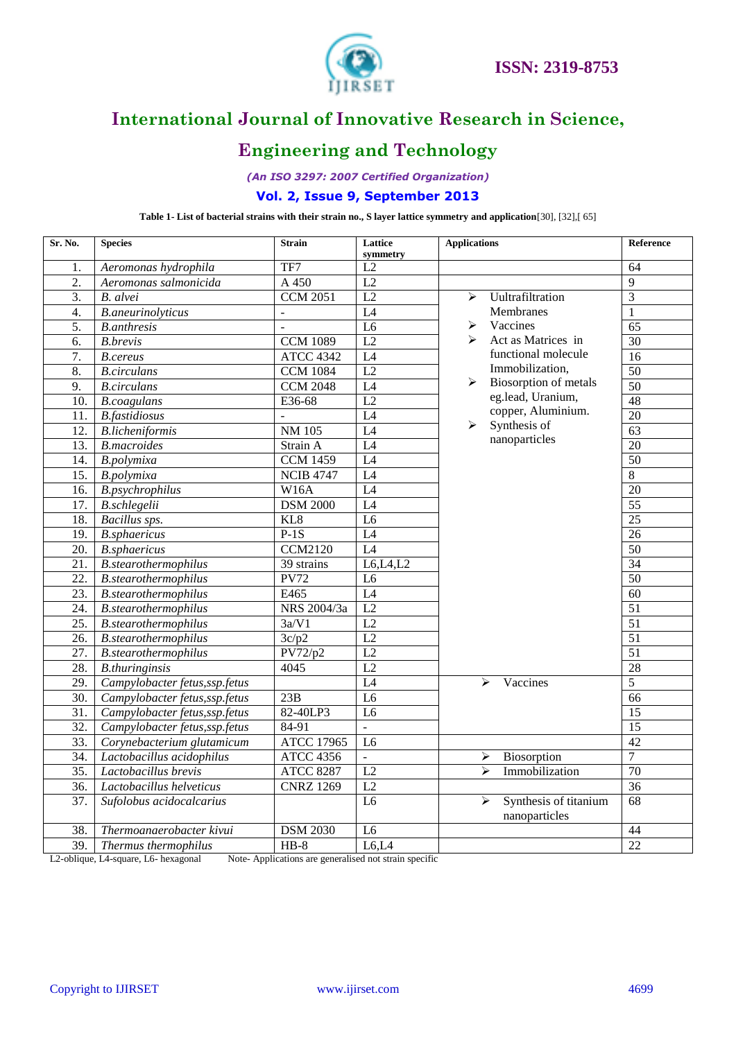**Table 1- List of bacterial strains with their strain no., S layer lattice symmetry and application**[30], [32],[ 65]

| Sr. No. | Species | Strain | Lattice symmetry | Applications | Reference |
|---|---|---|---|---|---|
| 1. | *Aeromonas hydrophila* | TF7 | L2 | | 64 |
| 2. | *Aeromonas salmonicida* | A 450 | L2 | | 9 |
| 3. | *B. alvei* | CCM 2051 | L2 | ➢ Uultrafiltration Membranes<br>➢ Vaccines<br>➢ Act as Matrices in functional molecule Immobilization,<br>➢ Biosorption of metals eg.lead, Uranium, copper, Aluminium.<br>➢ Synthesis of nanoparticles | 3 |
| 4. | *B.aneurinolyticus* | - | L4 | | 1 |
| 5. | *B.anthresis* | - | L6 | | 65 |
| 6. | *B.brevis* | CCM 1089 | L2 | | 30 |
| 7. | *B.cereus* | ATCC 4342 | L4 | | 16 |
| 8. | *B.circulans* | CCM 1084 | L2 | | 50 |
| 9. | *B.circulans* | CCM 2048 | L4 | | 50 |
| 10. | *B.coagulans* | E36-68 | L2 | | 48 |
| 11. | *B.fastidiosus* | - | L4 | | 20 |
| 12. | *B.licheniformis* | NM 105 | L4 | | 63 |
| 13. | *B.macroides* | Strain A | L4 | | 20 |
| 14. | *B.polymixa* | CCM 1459 | L4 | | 50 |
| 15. | *B.polymixa* | NCIB 4747 | L4 | | 8 |
| 16. | *B.psychrophilus* | W16A | L4 | | 20 |
| 17. | *B.schlegelii* | DSM 2000 | L4 | | 55 |
| 18. | *Bacillus sps.* | KL8 | L6 | | 25 |
| 19. | *B.sphaericus* | P-1S | L4 | | 26 |
| 20. | *B.sphaericus* | CCM2120 | L4 | | 50 |
| 21. | *B.stearothermophilus* | 39 strains | L6,L4,L2 | | 34 |
| 22. | *B.stearothermophilus* | PV72 | L6 | | 50 |
| 23. | *B.stearothermophilus* | E465 | L4 | | 60 |
| 24. | *B.stearothermophilus* | NRS 2004/3a | L2 | | 51 |
| 25. | *B.stearothermophilus* | 3a/V1 | L2 | | 51 |
| 26. | *B.stearothermophilus* | 3c/p2 | L2 | | 51 |
| 27. | *B.stearothermophilus* | PV72/p2 | L2 | | 51 |
| 28. | *B.thuringinsis* | 4045 | L2 | | 28 |
| 29. | *Campylobacter fetus,ssp.fetus* | | L4 | ➢ Vaccines | 5 |
| 30. | *Campylobacter fetus,ssp.fetus* | 23B | L6 | | 66 |
| 31. | *Campylobacter fetus,ssp.fetus* | 82-40LP3 | L6 | | 15 |
| 32. | *Campylobacter fetus,ssp.fetus* | 84-91 | - | | 15 |
| 33. | *Corynebacterium glutamicum* | ATCC 17965 | L6 | | 42 |
| 34. | *Lactobacillus acidophilus* | ATCC 4356 | - | ➢ Biosorption<br>➢ Immobilization | 7 |
| 35. | *Lactobacillus brevis* | ATCC 8287 | L2 | | 70 |
| 36. | *Lactobacillus helveticus* | CNRZ 1269 | L2 | | 36 |
| 37. | *Sufolobus acidocalcarius* | | L6 | ➢ Synthesis of titanium nanoparticles | 68 |
| 38. | *Thermoanaerobacter kivui* | DSM 2030 | L6 | | 44 |
| 39. | *Thermus thermophilus* | HB-8 | L6,L4 | | 22 |

L2-oblique, L4-square, L6- hexagonal    Note- Applications are generalised not strain specific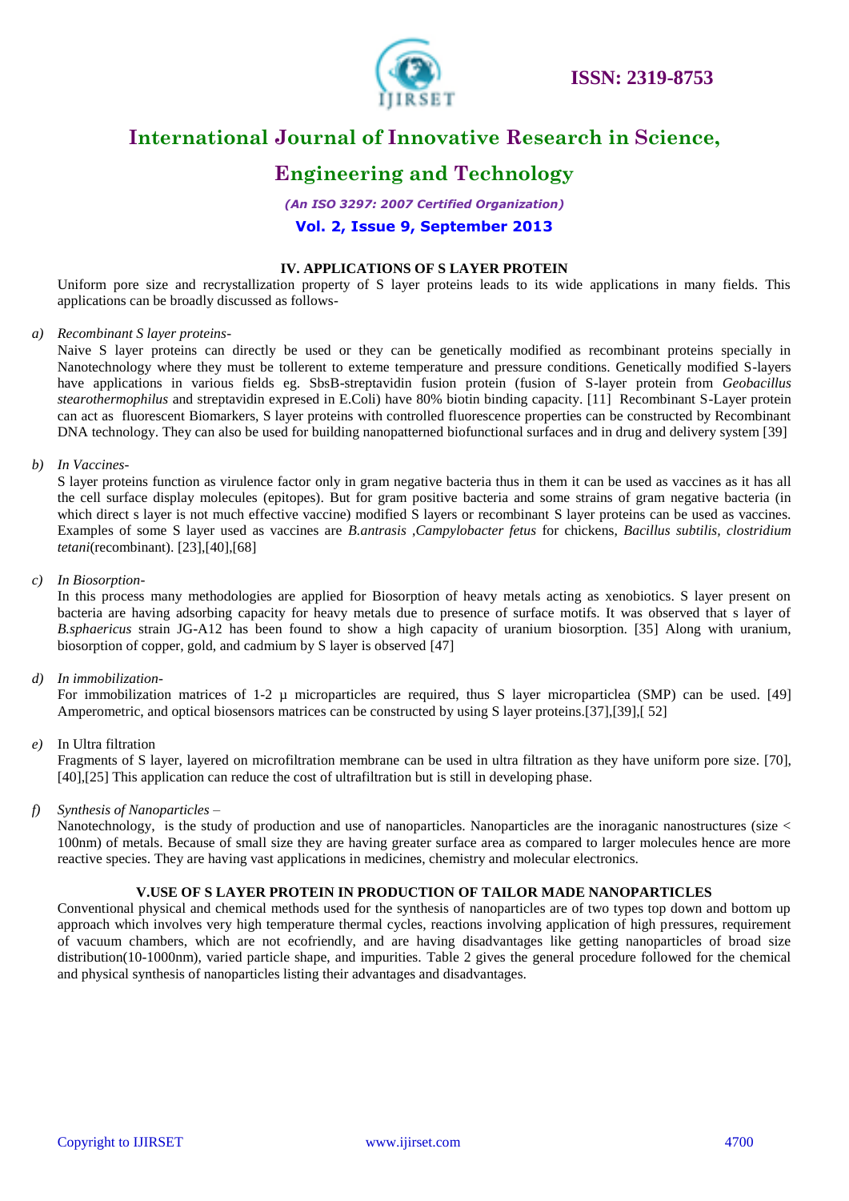## IV. APPLICATIONS OF S LAYER PROTEIN

Uniform pore size and recrystallization property of S layer proteins leads to its wide applications in many fields. This applications can be broadly discussed as follows-

*a) Recombinant S layer proteins-*

Naive S layer proteins can directly be used or they can be genetically modified as recombinant proteins specially in Nanotechnology where they must be tollerent to exteme temperature and pressure conditions. Genetically modified S-layers have applications in various fields eg. SbsB-streptavidin fusion protein (fusion of S-layer protein from *Geobacillus stearothermophilus* and streptavidin expresed in E.Coli) have 80% biotin binding capacity. [11] Recombinant S-Layer protein can act as fluorescent Biomarkers, S layer proteins with controlled fluorescence properties can be constructed by Recombinant DNA technology. They can also be used for building nanopatterned biofunctional surfaces and in drug and delivery system [39]

*b) In Vaccines-*

S layer proteins function as virulence factor only in gram negative bacteria thus in them it can be used as vaccines as it has all the cell surface display molecules (epitopes). But for gram positive bacteria and some strains of gram negative bacteria (in which direct s layer is not much effective vaccine) modified S layers or recombinant S layer proteins can be used as vaccines. Examples of some S layer used as vaccines are *B.antrasis* ,*Campylobacter fetus* for chickens, *Bacillus subtilis, clostridium tetani*(recombinant). [23],[40],[68]

*c) In Biosorption-*

In this process many methodologies are applied for Biosorption of heavy metals acting as xenobiotics. S layer present on bacteria are having adsorbing capacity for heavy metals due to presence of surface motifs. It was observed that s layer of *B.sphaericus* strain JG-A12 has been found to show a high capacity of uranium biosorption. [35] Along with uranium, biosorption of copper, gold, and cadmium by S layer is observed [47]

*d) In immobilization-*

For immobilization matrices of 1-2 µ microparticles are required, thus S layer microparticlea (SMP) can be used. [49] Amperometric, and optical biosensors matrices can be constructed by using S layer proteins.[37],[39],[ 52]

*e)* In Ultra filtration

Fragments of S layer, layered on microfiltration membrane can be used in ultra filtration as they have uniform pore size. [70], [40],[25] This application can reduce the cost of ultrafiltration but is still in developing phase.

*f) Synthesis of Nanoparticles –*

Nanotechnology, is the study of production and use of nanoparticles. Nanoparticles are the inoraganic nanostructures (size < 100nm) of metals. Because of small size they are having greater surface area as compared to larger molecules hence are more reactive species. They are having vast applications in medicines, chemistry and molecular electronics.

## V.USE OF S LAYER PROTEIN IN PRODUCTION OF TAILOR MADE NANOPARTICLES

Conventional physical and chemical methods used for the synthesis of nanoparticles are of two types top down and bottom up approach which involves very high temperature thermal cycles, reactions involving application of high pressures, requirement of vacuum chambers, which are not ecofriendly, and are having disadvantages like getting nanoparticles of broad size distribution(10-1000nm), varied particle shape, and impurities. Table 2 gives the general procedure followed for the chemical and physical synthesis of nanoparticles listing their advantages and disadvantages.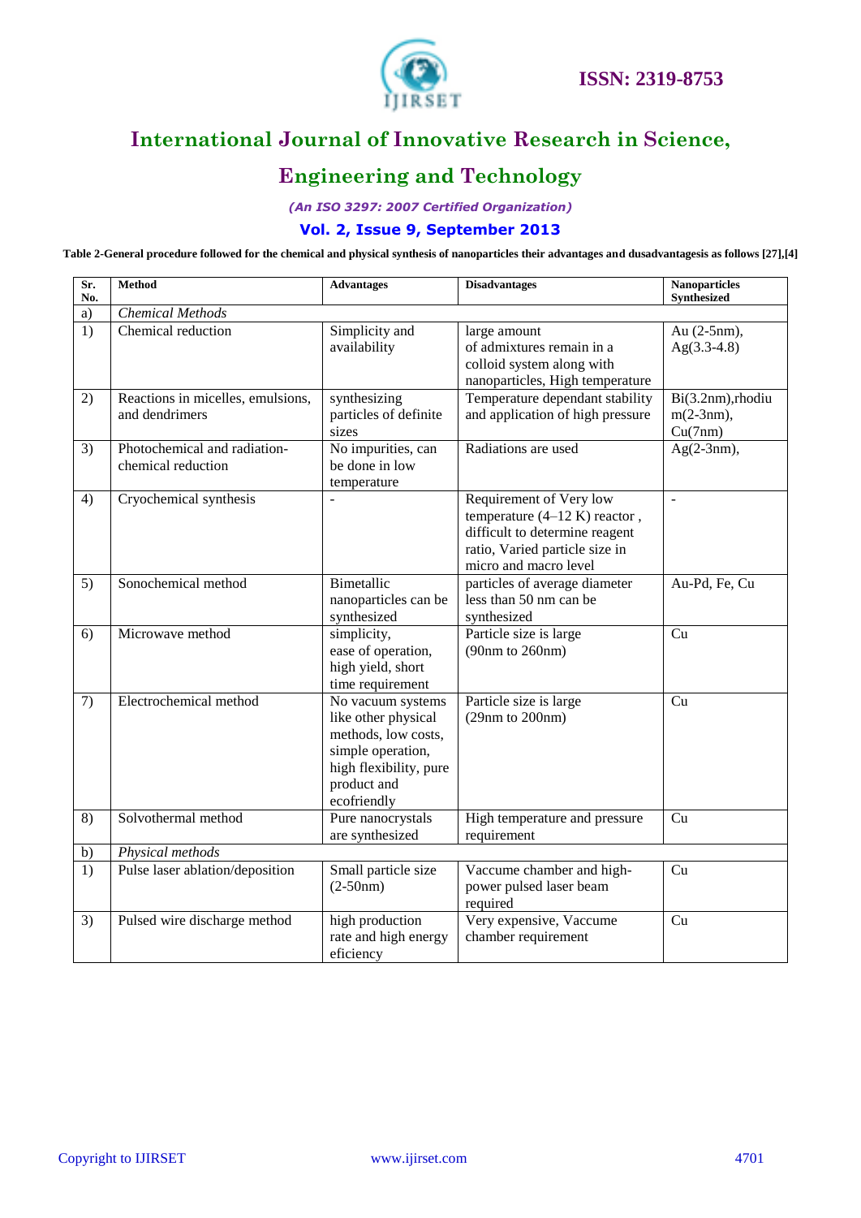**Table 2-General procedure followed for the chemical and physical synthesis of nanoparticles their advantages and dusadvantagesis as follows [27],[4]**

| Sr. No. | Method | Advantages | Disadvantages | Nanoparticles Synthesized |
|---|---|---|---|---|
| a) | *Chemical Methods* | | | |
| 1) | Chemical reduction | Simplicity and availability | large amount of admixtures remain in a colloid system along with nanoparticles, High temperature | Au (2-5nm), Ag(3.3-4.8) |
| 2) | Reactions in micelles, emulsions, and dendrimers | synthesizing particles of definite sizes | Temperature dependant stability and application of high pressure | Bi(3.2nm),rhodium(2-3nm), Cu(7nm) |
| 3) | Photochemical and radiation-chemical reduction | No impurities, can be done in low temperature | Radiations are used | Ag(2-3nm), |
| 4) | Cryochemical synthesis | - | Requirement of Very low temperature (4–12 K) reactor , difficult to determine reagent ratio, Varied particle size in micro and macro level | - |
| 5) | Sonochemical method | Bimetallic nanoparticles can be synthesized | particles of average diameter less than 50 nm can be synthesized | Au-Pd, Fe, Cu |
| 6) | Microwave method | simplicity, ease of operation, high yield, short time requirement | Particle size is large (90nm to 260nm) | Cu |
| 7) | Electrochemical method | No vacuum systems like other physical methods, low costs, simple operation, high flexibility, pure product and ecofriendly | Particle size is large (29nm to 200nm) | Cu |
| 8) | Solvothermal method | Pure nanocrystals are synthesized | High temperature and pressure requirement | Cu |
| b) | *Physical methods* | | | |
| 1) | Pulse laser ablation/deposition | Small particle size (2-50nm) | Vaccume chamber and high-power pulsed laser beam required | Cu |
| 3) | Pulsed wire discharge method | high production rate and high energy eficiency | Very expensive, Vaccume chamber requirement | Cu |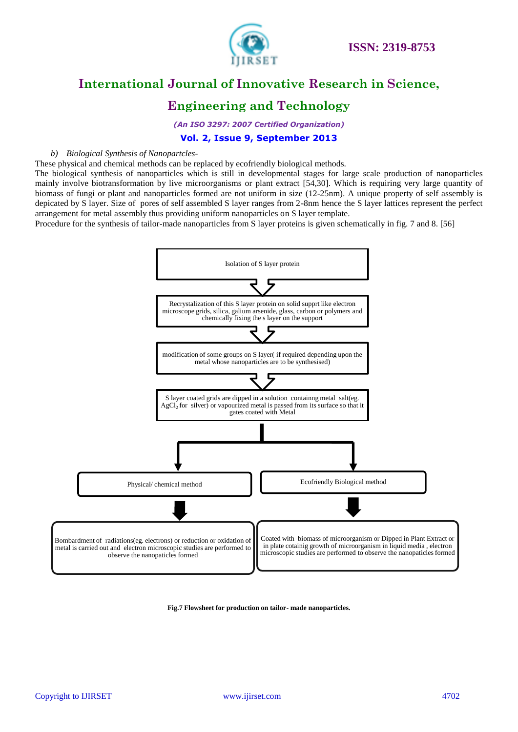*b) Biological Synthesis of Nanopartcles-*

These physical and chemical methods can be replaced by ecofriendly biological methods.

The biological synthesis of nanoparticles which is still in developmental stages for large scale production of nanoparticles mainly involve biotransformation by live microorganisms or plant extract [54,30]. Which is requiring very large quantity of biomass of fungi or plant and nanoparticles formed are not uniform in size (12-25nm). A unique property of self assembly is depicated by S layer. Size of pores of self assembled S layer ranges from 2-8nm hence the S layer lattices represent the perfect arrangement for metal assembly thus providing uniform nanoparticles on S layer template.

Procedure for the synthesis of tailor-made nanoparticles from S layer proteins is given schematically in fig. 7 and 8. [56]

Isolation of S layer protein

↓

Recrystalization of this S layer protein on solid supprt like electron microscope grids, silica, galium arsenide, glass, carbon or polymers and chemically fixing the s layer on the support

↓

modification of some groups on S layer( if required depending upon the metal whose nanopaticles are to be synthesised)

↓

S layer coated grids are dipped in a solution containng metal salt(eg. $AgCl_2$ for silver) or vapourized metal is passed from its surface so that it gates coated with Metal

↓

| Physical/ chemical method | Ecofriendly Biological method |
|---|---|
| ↓ | ↓ |
| Bombardment of radiations(eg. electrons) or reduction or oxidation of metal is carried out and electron microscopic studies are performed to observe the nanopaticles formed | Coated with biomass of microorganism or Dipped in Plant Extract or in plate cotainig growth of microorganism in liquid media , electron microscopic studies are performed to observe the nanopaticles formed |

**Fig.7 Flowsheet for production on tailor- made nanoparticles.**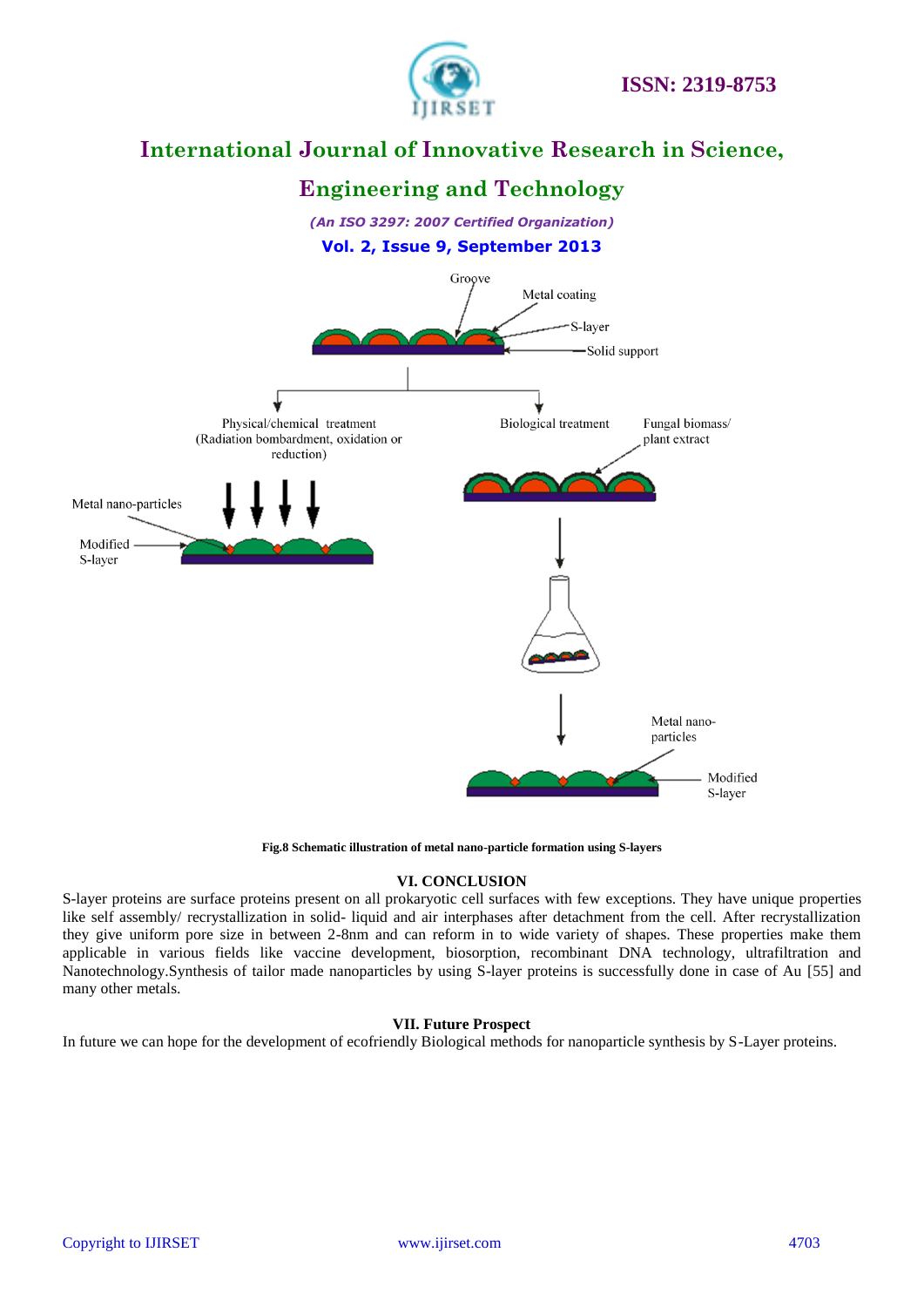Fig.8 Schematic illustration of metal nano-particle formation using S-layers

## VI. CONCLUSION

S-layer proteins are surface proteins present on all prokaryotic cell surfaces with few exceptions. They have unique properties like self assembly/ recrystallization in solid- liquid and air interphases after detachment from the cell. After recrystallization they give uniform pore size in between 2-8nm and can reform in to wide variety of shapes. These properties make them applicable in various fields like vaccine development, biosorption, recombinant DNA technology, ultrafiltration and Nanotechnology.Synthesis of tailor made nanoparticles by using S-layer proteins is successfully done in case of Au [55] and many other metals.

## VII. Future Prospect

In future we can hope for the development of ecofriendly Biological methods for nanoparticle synthesis by S-Layer proteins.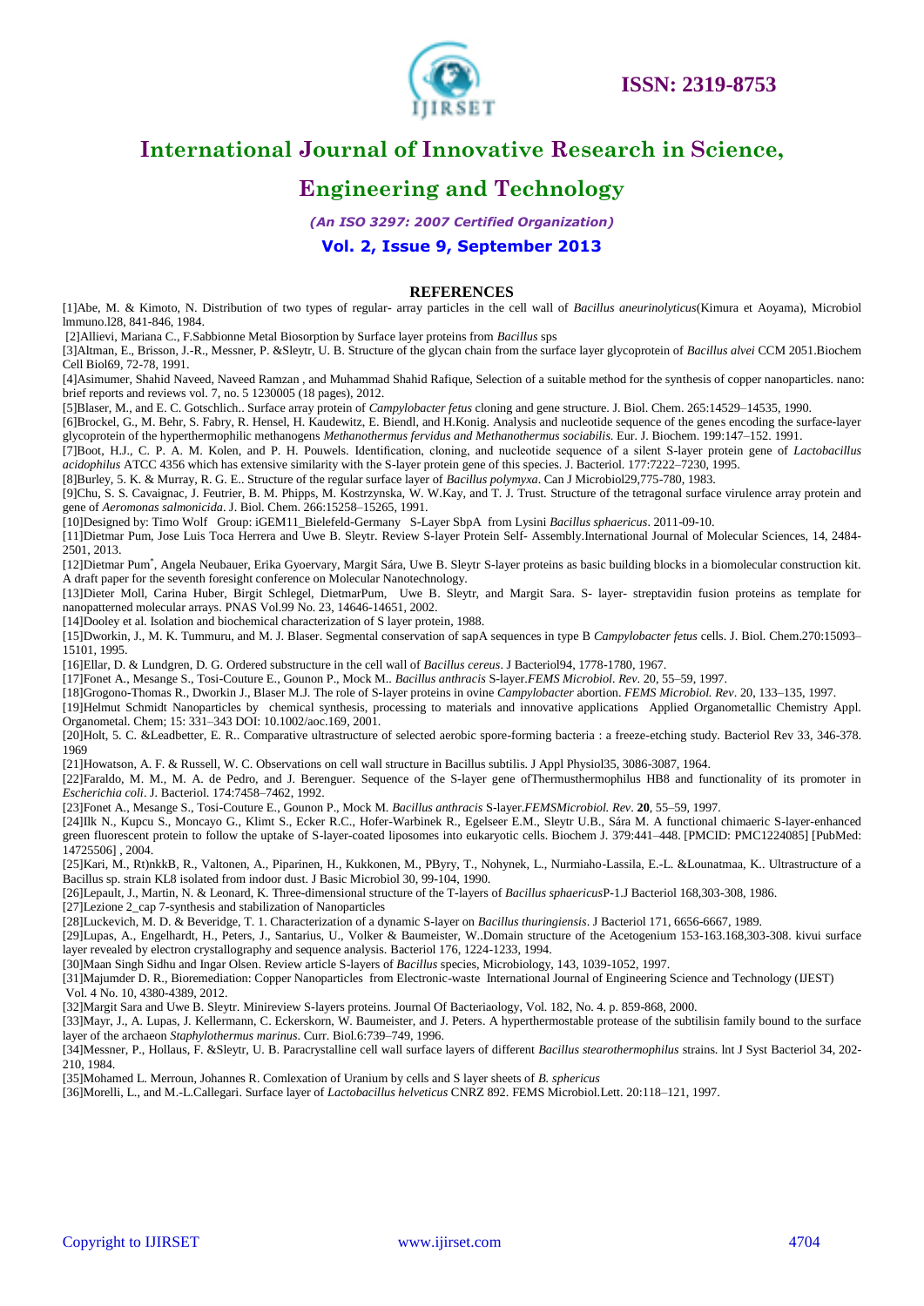## REFERENCES

[1]Abe, M. & Kimoto, N. Distribution of two types of regular- array particles in the cell wall of *Bacillus aneurinolyticus*(Kimura et Aoyama), Microbiol lmmuno.l28, 841-846, 1984.

[2]Allievi, Mariana C., F.Sabbionne Metal Biosorption by Surface layer proteins from *Bacillus* sps

[3]Altman, E., Brisson, J.-R., Messner, P. &Sleytr, U. B. Structure of the glycan chain from the surface layer glycoprotein of *Bacillus alvei* CCM 2051.Biochem Cell Biol69, 72-78, 1991.

[4]Asimumer, Shahid Naveed, Naveed Ramzan , and Muhammad Shahid Rafique, Selection of a suitable method for the synthesis of copper nanoparticles. nano: brief reports and reviews vol. 7, no. 5 1230005 (18 pages), 2012.

[5]Blaser, M., and E. C. Gotschlich.. Surface array protein of *Campylobacter fetus* cloning and gene structure. J. Biol. Chem. 265:14529–14535, 1990.

[6]Brockel, G., M. Behr, S. Fabry, R. Hensel, H. Kaudewitz, E. Biendl, and H.Konig. Analysis and nucleotide sequence of the genes encoding the surface-layer glycoprotein of the hyperthermophilic methanogens *Methanothermus fervidus and Methanothermus sociabilis*. Eur. J. Biochem. 199:147–152. 1991.

[7]Boot, H.J., C. P. A. M. Kolen, and P. H. Pouwels. Identification, cloning, and nucleotide sequence of a silent S-layer protein gene of *Lactobacillus acidophilus* ATCC 4356 which has extensive similarity with the S-layer protein gene of this species. J. Bacteriol. 177:7222–7230, 1995.

[8]Burley, 5. K. & Murray, R. G. E.. Structure of the regular surface layer of *Bacillus polymyxa*. Can J Microbiol29,775-780, 1983.

[9]Chu, S. S. Cavaignac, J. Feutrier, B. M. Phipps, M. Kostrzynska, W. W.Kay, and T. J. Trust. Structure of the tetragonal surface virulence array protein and gene of *Aeromonas salmonicida*. J. Biol. Chem. 266:15258–15265, 1991.

[10]Designed by: Timo Wolf Group: iGEM11_Bielefeld-Germany S-Layer SbpA from Lysini *Bacillus sphaericus*. 2011-09-10.

[11]Dietmar Pum, Jose Luis Toca Herrera and Uwe B. Sleytr. Review S-layer Protein Self- Assembly.International Journal of Molecular Sciences, 14, 2484-2501, 2013.

[12]Dietmar Pum*, Angela Neubauer, Erika Gyoervary, Margit Sára, Uwe B. Sleytr S-layer proteins as basic building blocks in a biomolecular construction kit. A draft paper for the seventh foresight conference on Molecular Nanotechnology.

[13]Dieter Moll, Carina Huber, Birgit Schlegel, DietmarPum, Uwe B. Sleytr, and Margit Sara. S- layer- streptavidin fusion proteins as template for nanopatterned molecular arrays. PNAS Vol.99 No. 23, 14646-14651, 2002.

[14]Dooley et al. Isolation and biochemical characterization of S layer protein, 1988.

[15]Dworkin, J., M. K. Tummuru, and M. J. Blaser. Segmental conservation of sapA sequences in type B *Campylobacter fetus* cells. J. Biol. Chem.270:15093–15101, 1995.

[16]Ellar, D. & Lundgren, D. G. Ordered substructure in the cell wall of *Bacillus cereus*. J Bacteriol94, 1778-1780, 1967.

[17]Fonet A., Mesange S., Tosi-Couture E., Gounon P., Mock M.. *Bacillus anthracis* S-layer.*FEMS Microbiol. Rev*. 20, 55–59, 1997.

[18]Grogono-Thomas R., Dworkin J., Blaser M.J. The role of S-layer proteins in ovine *Campylobacter* abortion. *FEMS Microbiol. Rev*. 20, 133–135, 1997.

[19]Helmut Schmidt Nanoparticles by chemical synthesis, processing to materials and innovative applications Applied Organometallic Chemistry Appl. Organometal. Chem; 15: 331–343 DOI: 10.1002/aoc.169, 2001.

[20]Holt, 5. C. &Leadbetter, E. R.. Comparative ultrastructure of selected aerobic spore-forming bacteria : a freeze-etching study. Bacteriol Rev 33, 346-378. 1969

[21]Howatson, A. F. & Russell, W. C. Observations on cell wall structure in Bacillus subtilis. J Appl Physiol35, 3086-3087, 1964.

[22]Faraldo, M. M., M. A. de Pedro, and J. Berenguer. Sequence of the S-layer gene ofThermusthermophilus HB8 and functionality of its promoter in *Escherichia coli*. J. Bacteriol. 174:7458–7462, 1992.

[23]Fonet A., Mesange S., Tosi-Couture E., Gounon P., Mock M. *Bacillus anthracis* S-layer.*FEMSMicrobiol. Rev*. **20**, 55–59, 1997.

[24]Ilk N., Kupcu S., Moncayo G., Klimt S., Ecker R.C., Hofer-Warbinek R., Egelseer E.M., Sleytr U.B., Sára M. A functional chimaeric S-layer-enhanced green fluorescent protein to follow the uptake of S-layer-coated liposomes into eukaryotic cells. Biochem J. 379:441–448. [PMCID: PMC1224085] [PubMed: 14725506] , 2004.

[25]Kari, M., Rt)nkkB, R., Valtonen, A., Piparinen, H., Kukkonen, M., PByry, T., Nohynek, L., Nurmiaho-Lassila, E.-L. &Lounatmaa, K.. Ultrastructure of a Bacillus sp. strain KL8 isolated from indoor dust. J Basic Microbiol 30, 99-104, 1990.

[26]Lepault, J., Martin, N. & Leonard, K. Three-dimensional structure of the T-layers of *Bacillus sphaericus*P-1.J Bacteriol 168,303-308, 1986.

[27]Lezione 2_cap 7-synthesis and stabilization of Nanoparticles

[28]Luckevich, M. D. & Beveridge, T. 1. Characterization of a dynamic S-layer on *Bacillus thuringiensis*. J Bacteriol 171, 6656-6667, 1989.

[29]Lupas, A., Engelhardt, H., Peters, J., Santarius, U., Volker & Baumeister, W..Domain structure of the Acetogenium 153-163.168,303-308. kivui surface layer revealed by electron crystallography and sequence analysis. Bacteriol 176, 1224-1233, 1994.

[30]Maan Singh Sidhu and Ingar Olsen. Review article S-layers of *Bacillus* species, Microbiology, 143, 1039-1052, 1997.

[31]Majumder D. R., Bioremediation: Copper Nanoparticles from Electronic-waste International Journal of Engineering Science and Technology (IJEST) Vol. 4 No. 10, 4380-4389, 2012.

[32]Margit Sara and Uwe B. Sleytr. Minireview S-layers proteins. Journal Of Bacteriaology, Vol. 182, No. 4. p. 859-868, 2000.

[33]Mayr, J., A. Lupas, J. Kellermann, C. Eckerskorn, W. Baumeister, and J. Peters. A hyperthermostable protease of the subtilisin family bound to the surface layer of the archaeon *Staphylothermus marinus*. Curr. Biol.6:739–749, 1996.

[34]Messner, P., Hollaus, F. &Sleytr, U. B. Paracrystalline cell wall surface layers of different *Bacillus stearothermophilus* strains. lnt J Syst Bacteriol 34, 202-210, 1984.

[35]Mohamed L. Merroun, Johannes R. Comlexation of Uranium by cells and S layer sheets of *B. sphericus*

[36]Morelli, L., and M.-L.Callegari. Surface layer of *Lactobacillus helveticus* CNRZ 892. FEMS Microbiol.Lett. 20:118–121, 1997.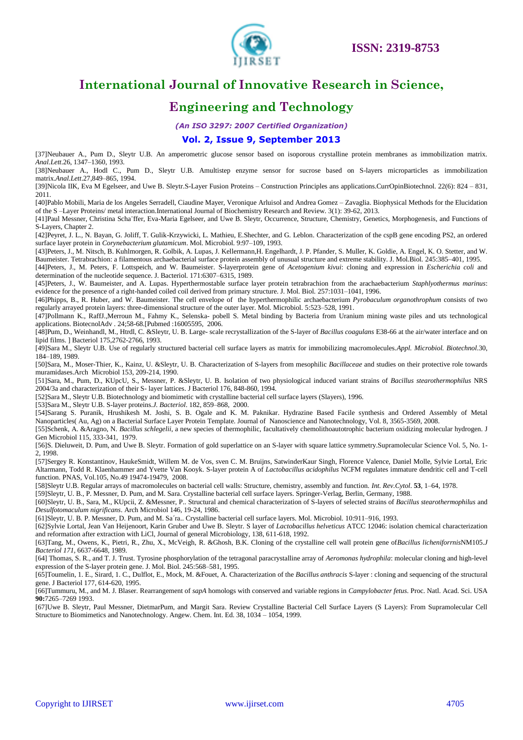[37]Neubauer A., Pum D., Sleytr U.B. An amperometric glucose sensor based on isoporous crystalline protein membranes as immobilization matrix. *Anal.Lett*.26, 1347–1360, 1993.

[38]Neubauer A., Hodl C., Pum D., Sleytr U.B. Amultistep enzyme sensor for sucrose based on S-layers microparticles as immobilization matrix.*Anal.Lett*.27,849–865, 1994.

[39]Nicola IIK, Eva M Egelseer, and Uwe B. Sleytr.S-Layer Fusion Proteins – Construction Principles ans applications.CurrOpinBiotechnol. 22(6): 824 – 831, 2011.

[40]Pablo Mobili, Maria de los Angeles Serradell, Ciaudine Mayer, Veronique Arluisol and Andrea Gomez – Zavaglia. Biophysical Methods for the Elucidation of the S –Layer Proteins/ metal interaction.International Journal of Biochemistry Research and Review. 3(1): 39-62, 2013.

[41]Paul Messner, Christina Scha¨ffer, Eva-Maria Egelseer, and Uwe B. Sleytr, Occurrence, Structure, Chemistry, Genetics, Morphogenesis, and Functions of S-Layers, Chapter 2.

[42]Peyret, J. L., N. Bayan, G. Joliff, T. Gulik-Krzywicki, L. Mathieu, E.Shechter, and G. Leblon. Characterization of the cspB gene encoding PS2, an ordered surface layer protein in *Corynebacterium glutamicum*. Mol. Microbiol. 9:97–109, 1993.

[43]Peters, J., M. Nitsch, B. Kuhlmorgen, R. Golbik, A. Lupas, J. Kellermann,H. Engelhardt, J. P. Pfander, S. Muller, K. Goldie, A. Engel, K. O. Stetter, and W. Baumeister. Tetrabrachion: a filamentous archaebacterial surface protein assembly of unusual structure and extreme stability. J. Mol.Biol. 245:385–401, 1995.

[44]Peters, J., M. Peters, F. Lottspeich, and W. Baumeister. S-layerprotein gene of *Acetogenium kivui*: cloning and expression in *Escherichia coli* and determination of the nucleotide sequence. J. Bacteriol. 171:6307–6315, 1989.

[45]Peters, J., W. Baumeister, and A. Lupas. Hyperthermostable surface layer protein tetrabrachion from the arachaebacterium *Staphlyothermus marinus*: evidence for the presence of a right-handed coiled coil derived from primary structure. J. Mol. Biol. 257:1031–1041, 1996.

[46]Phipps, B., R. Huber, and W. Baumeister. The cell envelope of the hyperthermophilic archaebacterium *Pyrobaculum organothrophum* consists of two regularly arrayed protein layers: three-dimensional structure of the outer layer. Mol. Microbiol. 5:523–528, 1991.

[47]Pollmann K., RaffJ.,Merroun M., Fahmy K., Selenska- pobell S. Metal binding by Bacteria from Uranium mining waste piles and uts technological applications. BiotecnolAdv . 24;58-68.[Pubmed :16005595, 2006.

[48]Pum, D., Weinhandl, M., Htrdl, C. &Sleytr, U. B. Large- scale recrystallization of the S-layer of *Bacillus coagulans* E38-66 at the air/water interface and on lipid films. ] Bacteriol 175,2762-2766, 1993.

[49]Sara M., Sleytr U.B. Use of regularly structured bacterial cell surface layers as matrix for immobilizing macromolecules.*Appl. Microbiol. Biotechnol*.30, 184–189, 1989.

[50]Sara, M., Moser-Thier, K., Kainz, U. &Sleytr, U. B. Characterization of S-layers from mesophilic *Bacillaceae* and studies on their protective role towards muramidases.Arch Microbiol 153, 209-214, 1990.

[51]Sara, M., Pum, D., KUpcU, S., Messner, P. &Sleytr, U. B. Isolation of two physiological induced variant strains of *Bacillus stearothermophilus* NRS 2004/3a and characterization of their S- layer lattices. J Bacteriol 176, 848-860, 1994.

[52]Sara M., Sleytr U.B. Biotechnology and biomimetic with crystalline bacterial cell surface layers (Slayers), 1996.

[53]Sara M., Sleytr U.B. S-layer proteins.*J. Bacteriol*. 182, 859–868, 2000.

[54]Sarang S. Puranik, Hrushikesh M. Joshi, S. B. Ogale and K. M. Paknikar. Hydrazine Based Facile synthesis and Ordered Assembly of Metal Nanoparticles( Au, Ag) on a Bacterial Surface Layer Protein Template. Journal of Nanoscience and Nanotechnology, Vol. 8, 3565-3569, 2008.

[55]Schenk, A. &Aragno, N. *Bacillus schlegelii*, a new species of thermophilic, facultatively chemolithoautotrophic bacterium oxidizing molecular hydrogen. J Gen Microbiol 115, 333-341, 1979.

[56]S. Dieluweit, D. Pum, and Uwe B. Sleytr. Formation of gold superlattice on an S-layer with square lattice symmetry.Supramolecular Science Vol. 5, No. 1-2, 1998.

[57]Sergey R. Konstantinov, HaukeSmidt, Willem M. de Vos, sven C. M. Bruijns, SatwinderKaur Singh, Florence Valence, Daniel Molle, Sylvie Lortal, Eric Altarmann, Todd R. Klaenhammer and Yvette Van Kooyk. S-layer protein A of *Lactobacillus acidophilus* NCFM regulates immature dendritic cell and T-cell function. PNAS, Vol.105, No.49 19474-19479, 2008.

[58]Sleytr U.B. Regular arrays of macromolecules on bacterial cell walls: Structure, chemistry, assembly and function. *Int. Rev.Cytol*. **53**, 1–64, 1978.

[59]Sleytr, U. B., P. Messner, D. Pum, and M. Sara. Crystalline bacterial cell surface layers. Springer-Verlag, Berlin, Germany, 1988.

[60]Sleytr, U. B., Sara, M., KUpcii, Z. &Messner, P.. Structural and chemical characterization of S-layers of selected strains of *Bacillus stearothermophilus* and *Desulfotomaculum nigrificans*. Arch Microbiol 146, 19-24, 1986.

[61]Sleytr, U. B. P. Messner, D. Pum, and M. Sa´ra.. Crystalline bacterial cell surface layers. Mol. Microbiol. 10:911–916, 1993.

[62]Sylvie Lortal, Jean Van Heijenoort, Karin Gruber and Uwe B. Sleytr. S layer of *Lactobacillus helveticus* ATCC 12046: isolation chemical characterization and reformation after extraction with LiCl, Journal of general Microbiology, 138, 611-618, 1992.

[63]Tang, M., Owens, K., Pietri, R., Zhu, X., McVeigh, R. &Ghosh, B.K. Cloning of the crystalline cell wall protein gene of*Bacillus licheniforrnis*NM105.*J Bacteriol 171*, 6637-6648, 1989.

[64] Thomas, S. R., and T. J. Trust. Tyrosine phosphorylation of the tetragonal paracrystalline array of *Aeromonas hydrophila*: molecular cloning and high-level expression of the S-layer protein gene. J. Mol. Biol. 245:568–581, 1995.

[65]Toumelin, 1. E., Sirard, 1. C., Dulflot, E., Mock, M. &Fouet, A. Characterization of the *Bacillus anthracis* S-layer : cloning and sequencing of the structural gene. J Bacteriol 177, 614-620, 1995.

[66]Tummuru, M., and M. J. Blaser. Rearrangement of *sapA* homologs with conserved and variable regions in *Campylobacter fetus*. Proc. Natl. Acad. Sci. USA **90:**7265–7269 1993.

[67]Uwe B. Sleytr, Paul Messner, DietmarPum, and Margit Sara. Review Crystalline Bacterial Cell Surface Layers (S Layers): From Supramolecular Cell Structure to Biomimetics and Nanotechnology. Angew. Chem. Int. Ed. 38, 1034 – 1054, 1999.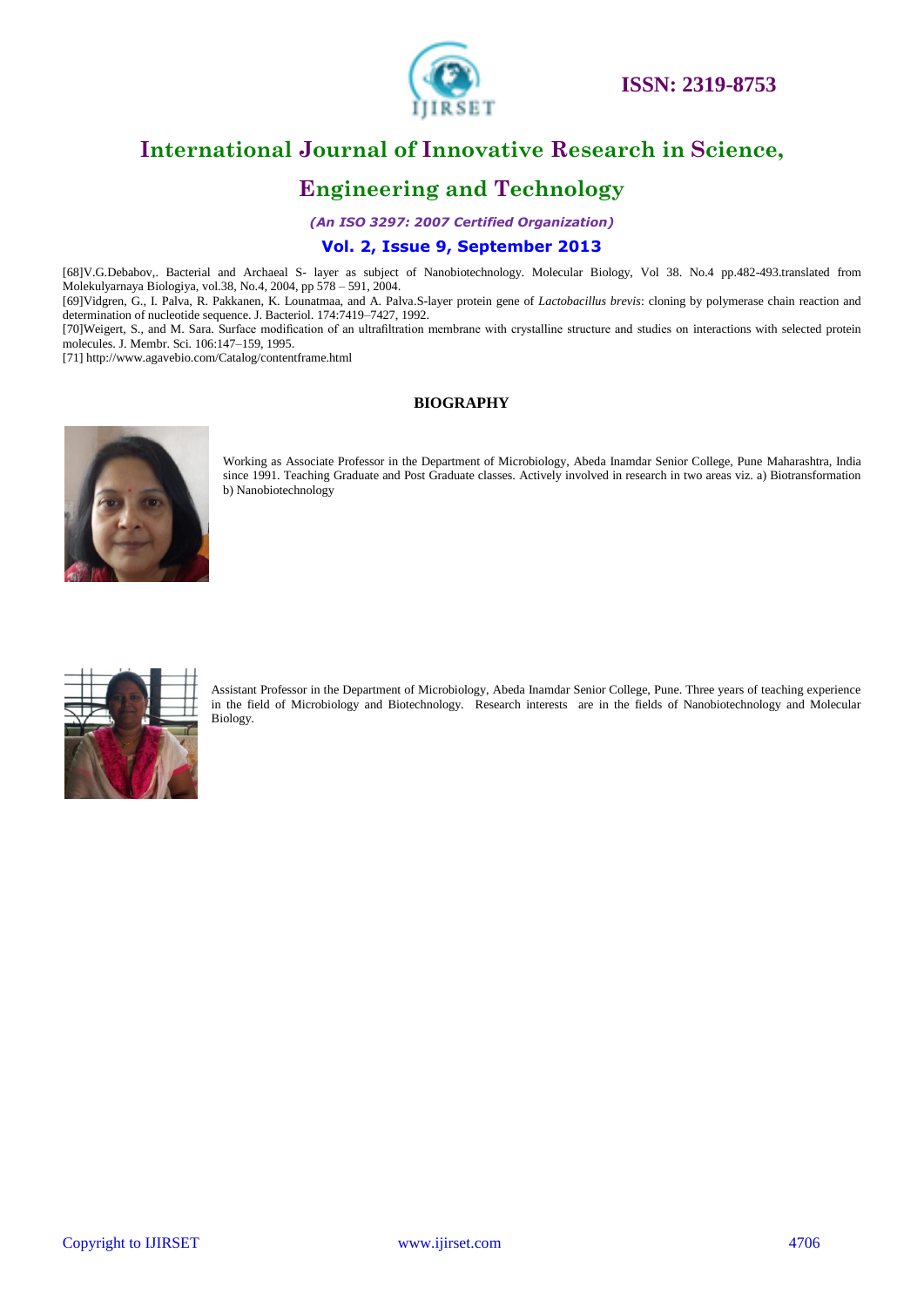[68]V.G.Debabov,. Bacterial and Archaeal S- layer as subject of Nanobiotechnology. Molecular Biology, Vol 38. No.4 pp.482-493.translated from Molekulyarnaya Biologiya, vol.38, No.4, 2004, pp 578 – 591, 2004.

[69]Vidgren, G., I. Palva, R. Pakkanen, K. Lounatmaa, and A. Palva.S-layer protein gene of *Lactobacillus brevis*: cloning by polymerase chain reaction and determination of nucleotide sequence. J. Bacteriol. 174:7419–7427, 1992.

[70]Weigert, S., and M. Sara. Surface modification of an ultrafiltration membrane with crystalline structure and studies on interactions with selected protein molecules. J. Membr. Sci. 106:147–159, 1995.

[71] http://www.agavebio.com/Catalog/contentframe.html

## BIOGRAPHY

Working as Associate Professor in the Department of Microbiology, Abeda Inamdar Senior College, Pune Maharashtra, India since 1991. Teaching Graduate and Post Graduate classes. Actively involved in research in two areas viz. a) Biotransformation b) Nanobiotechnology

Assistant Professor in the Department of Microbiology, Abeda Inamdar Senior College, Pune. Three years of teaching experience in the field of Microbiology and Biotechnology. Research interests are in the fields of Nanobiotechnology and Molecular Biology.